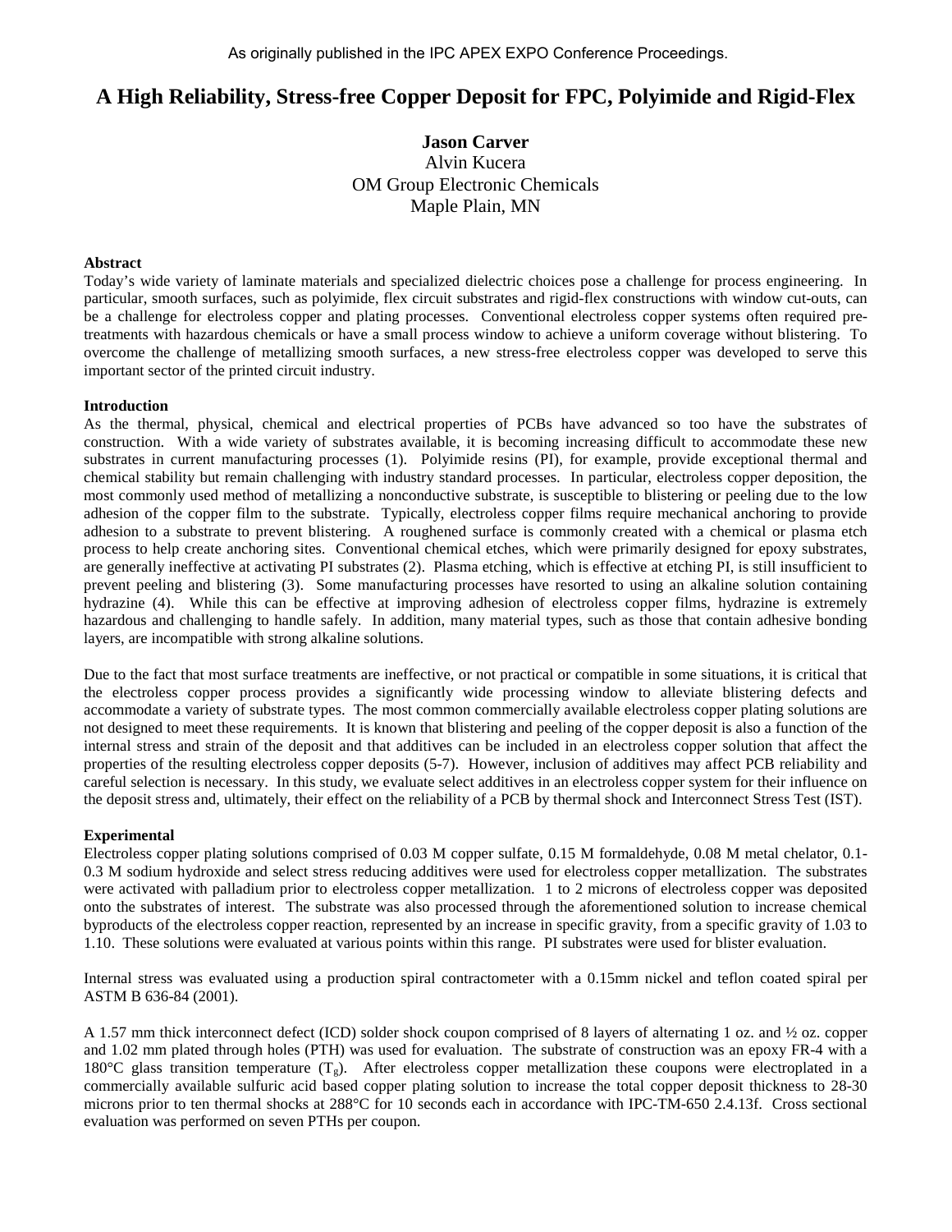As originally published in the IPC APEX EXPO Conference Proceedings.

# A High Reliability, Stress-free Copper Deposit for FPC, Polyimide and Rigid-Flex

**Jason Carver**
Alvin Kucera
OM Group Electronic Chemicals
Maple Plain, MN

## Abstract

Today's wide variety of laminate materials and specialized dielectric choices pose a challenge for process engineering. In particular, smooth surfaces, such as polyimide, flex circuit substrates and rigid-flex constructions with window cut-outs, can be a challenge for electroless copper and plating processes. Conventional electroless copper systems often required pre-treatments with hazardous chemicals or have a small process window to achieve a uniform coverage without blistering. To overcome the challenge of metallizing smooth surfaces, a new stress-free electroless copper was developed to serve this important sector of the printed circuit industry.

## Introduction

As the thermal, physical, chemical and electrical properties of PCBs have advanced so too have the substrates of construction. With a wide variety of substrates available, it is becoming increasing difficult to accommodate these new substrates in current manufacturing processes (1). Polyimide resins (PI), for example, provide exceptional thermal and chemical stability but remain challenging with industry standard processes. In particular, electroless copper deposition, the most commonly used method of metallizing a nonconductive substrate, is susceptible to blistering or peeling due to the low adhesion of the copper film to the substrate. Typically, electroless copper films require mechanical anchoring to provide adhesion to a substrate to prevent blistering. A roughened surface is commonly created with a chemical or plasma etch process to help create anchoring sites. Conventional chemical etches, which were primarily designed for epoxy substrates, are generally ineffective at activating PI substrates (2). Plasma etching, which is effective at etching PI, is still insufficient to prevent peeling and blistering (3). Some manufacturing processes have resorted to using an alkaline solution containing hydrazine (4). While this can be effective at improving adhesion of electroless copper films, hydrazine is extremely hazardous and challenging to handle safely. In addition, many material types, such as those that contain adhesive bonding layers, are incompatible with strong alkaline solutions.

Due to the fact that most surface treatments are ineffective, or not practical or compatible in some situations, it is critical that the electroless copper process provides a significantly wide processing window to alleviate blistering defects and accommodate a variety of substrate types. The most common commercially available electroless copper plating solutions are not designed to meet these requirements. It is known that blistering and peeling of the copper deposit is also a function of the internal stress and strain of the deposit and that additives can be included in an electroless copper solution that affect the properties of the resulting electroless copper deposits (5-7). However, inclusion of additives may affect PCB reliability and careful selection is necessary. In this study, we evaluate select additives in an electroless copper system for their influence on the deposit stress and, ultimately, their effect on the reliability of a PCB by thermal shock and Interconnect Stress Test (IST).

## Experimental

Electroless copper plating solutions comprised of 0.03 M copper sulfate, 0.15 M formaldehyde, 0.08 M metal chelator, 0.1-0.3 M sodium hydroxide and select stress reducing additives were used for electroless copper metallization. The substrates were activated with palladium prior to electroless copper metallization. 1 to 2 microns of electroless copper was deposited onto the substrates of interest. The substrate was also processed through the aforementioned solution to increase chemical byproducts of the electroless copper reaction, represented by an increase in specific gravity, from a specific gravity of 1.03 to 1.10. These solutions were evaluated at various points within this range. PI substrates were used for blister evaluation.

Internal stress was evaluated using a production spiral contractometer with a 0.15mm nickel and teflon coated spiral per ASTM B 636-84 (2001).

A 1.57 mm thick interconnect defect (ICD) solder shock coupon comprised of 8 layers of alternating 1 oz. and ½ oz. copper and 1.02 mm plated through holes (PTH) was used for evaluation. The substrate of construction was an epoxy FR-4 with a 180°C glass transition temperature ($T_g$). After electroless copper metallization these coupons were electroplated in a commercially available sulfuric acid based copper plating solution to increase the total copper deposit thickness to 28-30 microns prior to ten thermal shocks at 288°C for 10 seconds each in accordance with IPC-TM-650 2.4.13f. Cross sectional evaluation was performed on seven PTHs per coupon.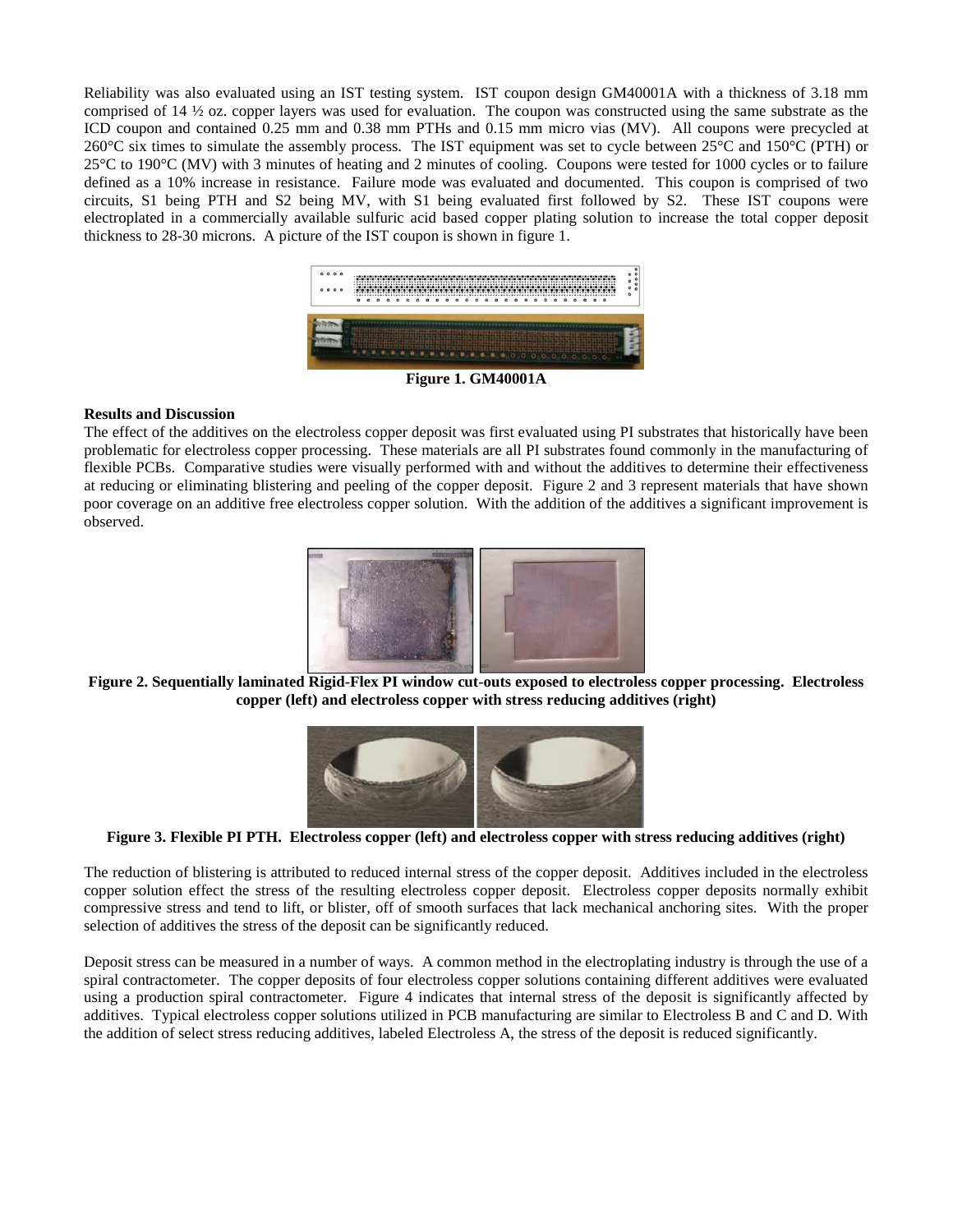Reliability was also evaluated using an IST testing system. IST coupon design GM40001A with a thickness of 3.18 mm comprised of 14 ½ oz. copper layers was used for evaluation. The coupon was constructed using the same substrate as the ICD coupon and contained 0.25 mm and 0.38 mm PTHs and 0.15 mm micro vias (MV). All coupons were precycled at 260°C six times to simulate the assembly process. The IST equipment was set to cycle between 25°C and 150°C (PTH) or 25°C to 190°C (MV) with 3 minutes of heating and 2 minutes of cooling. Coupons were tested for 1000 cycles or to failure defined as a 10% increase in resistance. Failure mode was evaluated and documented. This coupon is comprised of two circuits, S1 being PTH and S2 being MV, with S1 being evaluated first followed by S2. These IST coupons were electroplated in a commercially available sulfuric acid based copper plating solution to increase the total copper deposit thickness to 28-30 microns. A picture of the IST coupon is shown in figure 1.

**Figure 1. GM40001A**

**Results and Discussion**

The effect of the additives on the electroless copper deposit was first evaluated using PI substrates that historically have been problematic for electroless copper processing. These materials are all PI substrates found commonly in the manufacturing of flexible PCBs. Comparative studies were visually performed with and without the additives to determine their effectiveness at reducing or eliminating blistering and peeling of the copper deposit. Figure 2 and 3 represent materials that have shown poor coverage on an additive free electroless copper solution. With the addition of the additives a significant improvement is observed.

**Figure 2. Sequentially laminated Rigid-Flex PI window cut-outs exposed to electroless copper processing. Electroless copper (left) and electroless copper with stress reducing additives (right)**

**Figure 3. Flexible PI PTH. Electroless copper (left) and electroless copper with stress reducing additives (right)**

The reduction of blistering is attributed to reduced internal stress of the copper deposit. Additives included in the electroless copper solution effect the stress of the resulting electroless copper deposit. Electroless copper deposits normally exhibit compressive stress and tend to lift, or blister, off of smooth surfaces that lack mechanical anchoring sites. With the proper selection of additives the stress of the deposit can be significantly reduced.

Deposit stress can be measured in a number of ways. A common method in the electroplating industry is through the use of a spiral contractometer. The copper deposits of four electroless copper solutions containing different additives were evaluated using a production spiral contractometer. Figure 4 indicates that internal stress of the deposit is significantly affected by additives. Typical electroless copper solutions utilized in PCB manufacturing are similar to Electroless B and C and D. With the addition of select stress reducing additives, labeled Electroless A, the stress of the deposit is reduced significantly.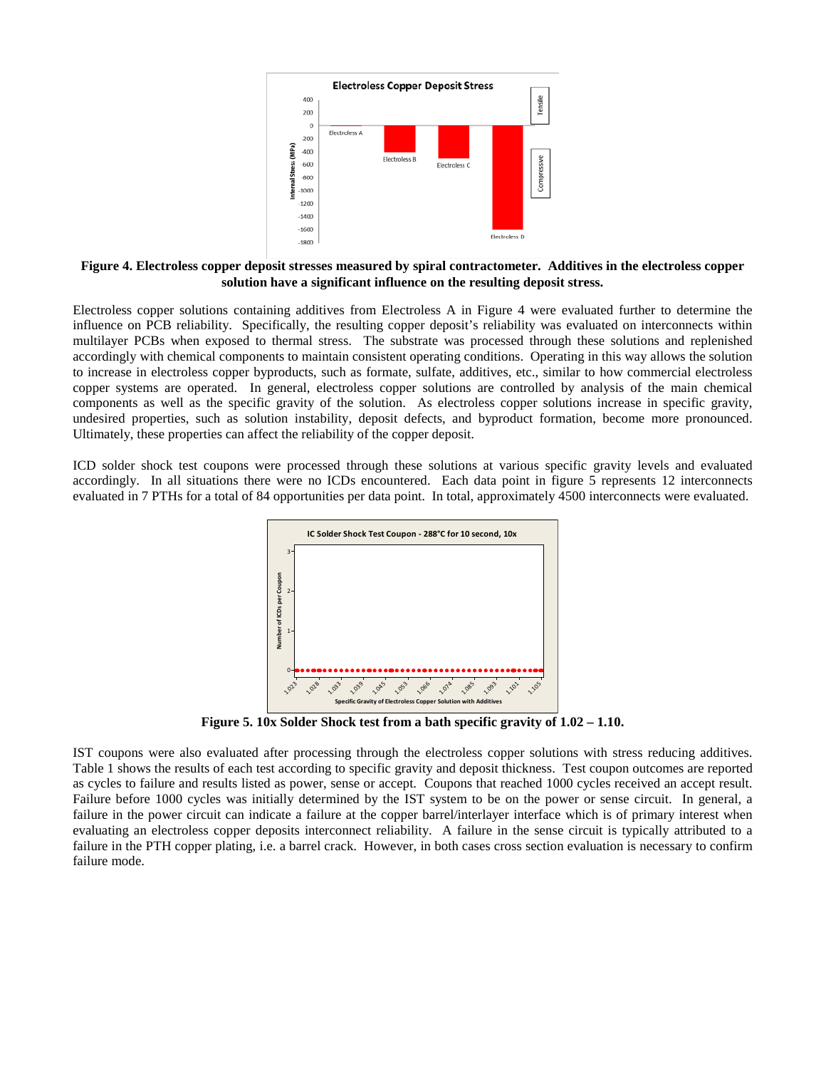**Figure 4. Electroless copper deposit stresses measured by spiral contractometer. Additives in the electroless copper solution have a significant influence on the resulting deposit stress.**

Electroless copper solutions containing additives from Electroless A in Figure 4 were evaluated further to determine the influence on PCB reliability. Specifically, the resulting copper deposit's reliability was evaluated on interconnects within multilayer PCBs when exposed to thermal stress. The substrate was processed through these solutions and replenished accordingly with chemical components to maintain consistent operating conditions. Operating in this way allows the solution to increase in electroless copper byproducts, such as formate, sulfate, additives, etc., similar to how commercial electroless copper systems are operated. In general, electroless copper solutions are controlled by analysis of the main chemical components as well as the specific gravity of the solution. As electroless copper solutions increase in specific gravity, undesired properties, such as solution instability, deposit defects, and byproduct formation, become more pronounced. Ultimately, these properties can affect the reliability of the copper deposit.

ICD solder shock test coupons were processed through these solutions at various specific gravity levels and evaluated accordingly. In all situations there were no ICDs encountered. Each data point in figure 5 represents 12 interconnects evaluated in 7 PTHs for a total of 84 opportunities per data point. In total, approximately 4500 interconnects were evaluated.

**Figure 5. 10x Solder Shock test from a bath specific gravity of 1.02 – 1.10.**

IST coupons were also evaluated after processing through the electroless copper solutions with stress reducing additives. Table 1 shows the results of each test according to specific gravity and deposit thickness. Test coupon outcomes are reported as cycles to failure and results listed as power, sense or accept. Coupons that reached 1000 cycles received an accept result. Failure before 1000 cycles was initially determined by the IST system to be on the power or sense circuit. In general, a failure in the power circuit can indicate a failure at the copper barrel/interlayer interface which is of primary interest when evaluating an electroless copper deposits interconnect reliability. A failure in the sense circuit is typically attributed to a failure in the PTH copper plating, i.e. a barrel crack. However, in both cases cross section evaluation is necessary to confirm failure mode.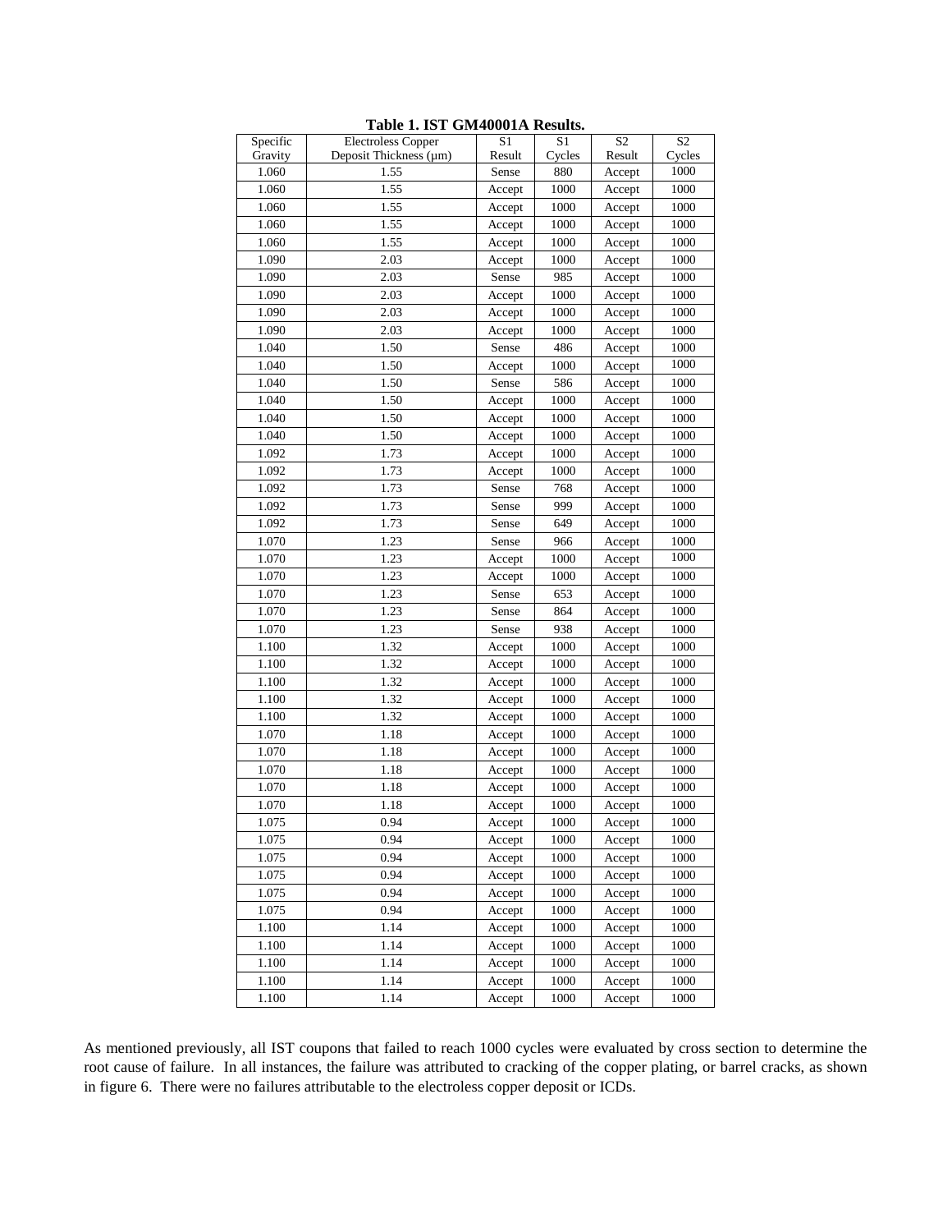**Table 1. IST GM40001A Results.**

| Specific Gravity | Electroless Copper Deposit Thickness (µm) | S1 Result | S1 Cycles | S2 Result | S2 Cycles |
|---|---|---|---|---|---|
| 1.060 | 1.55 | Sense | 880 | Accept | 1000 |
| 1.060 | 1.55 | Accept | 1000 | Accept | 1000 |
| 1.060 | 1.55 | Accept | 1000 | Accept | 1000 |
| 1.060 | 1.55 | Accept | 1000 | Accept | 1000 |
| 1.060 | 1.55 | Accept | 1000 | Accept | 1000 |
| 1.090 | 2.03 | Accept | 1000 | Accept | 1000 |
| 1.090 | 2.03 | Sense | 985 | Accept | 1000 |
| 1.090 | 2.03 | Accept | 1000 | Accept | 1000 |
| 1.090 | 2.03 | Accept | 1000 | Accept | 1000 |
| 1.090 | 2.03 | Accept | 1000 | Accept | 1000 |
| 1.040 | 1.50 | Sense | 486 | Accept | 1000 |
| 1.040 | 1.50 | Accept | 1000 | Accept | 1000 |
| 1.040 | 1.50 | Sense | 586 | Accept | 1000 |
| 1.040 | 1.50 | Accept | 1000 | Accept | 1000 |
| 1.040 | 1.50 | Accept | 1000 | Accept | 1000 |
| 1.040 | 1.50 | Accept | 1000 | Accept | 1000 |
| 1.092 | 1.73 | Accept | 1000 | Accept | 1000 |
| 1.092 | 1.73 | Accept | 1000 | Accept | 1000 |
| 1.092 | 1.73 | Sense | 768 | Accept | 1000 |
| 1.092 | 1.73 | Sense | 999 | Accept | 1000 |
| 1.092 | 1.73 | Sense | 649 | Accept | 1000 |
| 1.070 | 1.23 | Sense | 966 | Accept | 1000 |
| 1.070 | 1.23 | Accept | 1000 | Accept | 1000 |
| 1.070 | 1.23 | Accept | 1000 | Accept | 1000 |
| 1.070 | 1.23 | Sense | 653 | Accept | 1000 |
| 1.070 | 1.23 | Sense | 864 | Accept | 1000 |
| 1.070 | 1.23 | Sense | 938 | Accept | 1000 |
| 1.100 | 1.32 | Accept | 1000 | Accept | 1000 |
| 1.100 | 1.32 | Accept | 1000 | Accept | 1000 |
| 1.100 | 1.32 | Accept | 1000 | Accept | 1000 |
| 1.100 | 1.32 | Accept | 1000 | Accept | 1000 |
| 1.100 | 1.32 | Accept | 1000 | Accept | 1000 |
| 1.070 | 1.18 | Accept | 1000 | Accept | 1000 |
| 1.070 | 1.18 | Accept | 1000 | Accept | 1000 |
| 1.070 | 1.18 | Accept | 1000 | Accept | 1000 |
| 1.070 | 1.18 | Accept | 1000 | Accept | 1000 |
| 1.070 | 1.18 | Accept | 1000 | Accept | 1000 |
| 1.075 | 0.94 | Accept | 1000 | Accept | 1000 |
| 1.075 | 0.94 | Accept | 1000 | Accept | 1000 |
| 1.075 | 0.94 | Accept | 1000 | Accept | 1000 |
| 1.075 | 0.94 | Accept | 1000 | Accept | 1000 |
| 1.075 | 0.94 | Accept | 1000 | Accept | 1000 |
| 1.075 | 0.94 | Accept | 1000 | Accept | 1000 |
| 1.100 | 1.14 | Accept | 1000 | Accept | 1000 |
| 1.100 | 1.14 | Accept | 1000 | Accept | 1000 |
| 1.100 | 1.14 | Accept | 1000 | Accept | 1000 |
| 1.100 | 1.14 | Accept | 1000 | Accept | 1000 |
| 1.100 | 1.14 | Accept | 1000 | Accept | 1000 |

As mentioned previously, all IST coupons that failed to reach 1000 cycles were evaluated by cross section to determine the root cause of failure. In all instances, the failure was attributed to cracking of the copper plating, or barrel cracks, as shown in figure 6. There were no failures attributable to the electroless copper deposit or ICDs.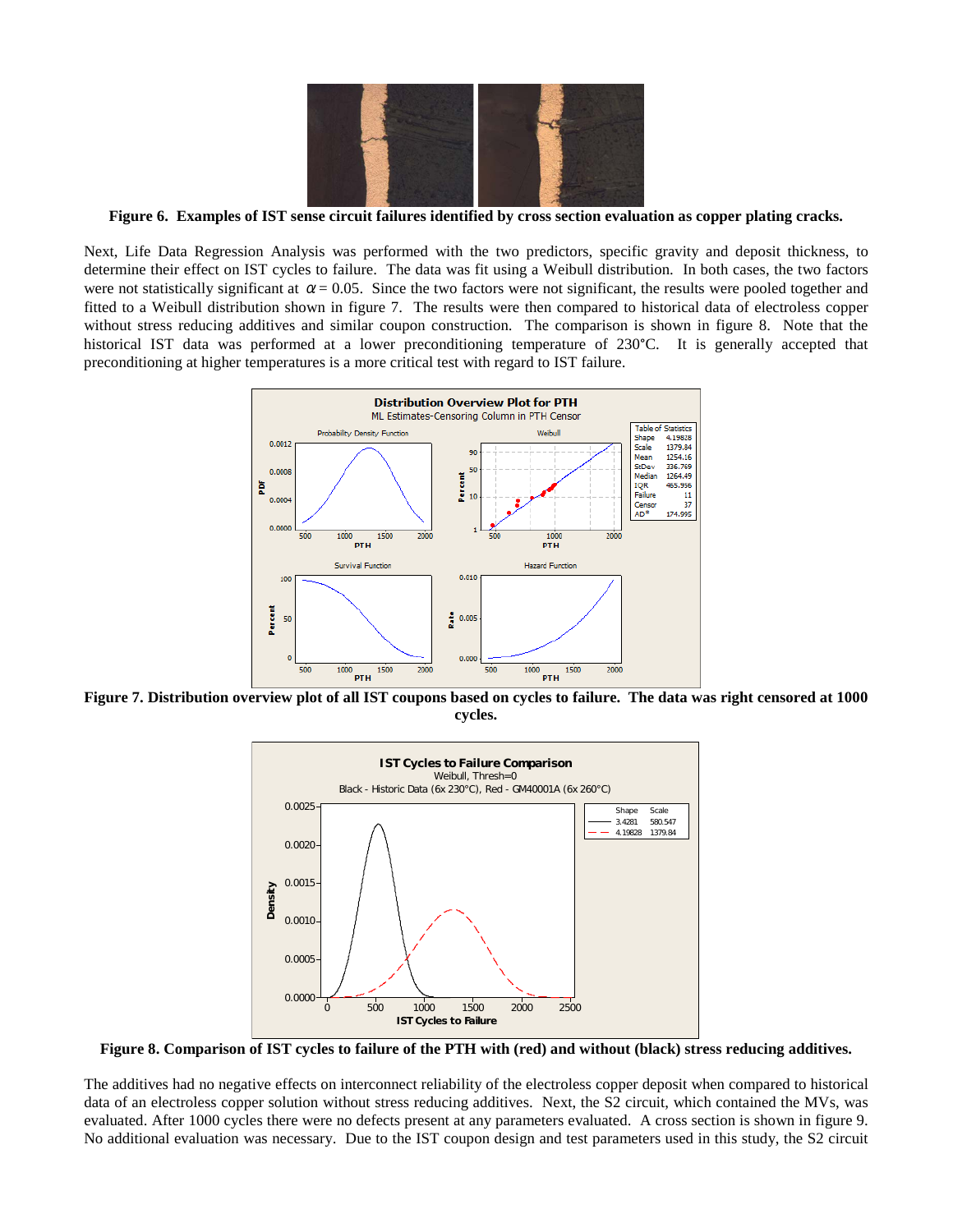**Figure 6. Examples of IST sense circuit failures identified by cross section evaluation as copper plating cracks.**

Next, Life Data Regression Analysis was performed with the two predictors, specific gravity and deposit thickness, to determine their effect on IST cycles to failure. The data was fit using a Weibull distribution. In both cases, the two factors were not statistically significant at $\alpha = 0.05$. Since the two factors were not significant, the results were pooled together and fitted to a Weibull distribution shown in figure 7. The results were then compared to historical data of electroless copper without stress reducing additives and similar coupon construction. The comparison is shown in figure 8. Note that the historical IST data was performed at a lower preconditioning temperature of 230°C. It is generally accepted that preconditioning at higher temperatures is a more critical test with regard to IST failure.

**Figure 7. Distribution overview plot of all IST coupons based on cycles to failure. The data was right censored at 1000 cycles.**

**Figure 8. Comparison of IST cycles to failure of the PTH with (red) and without (black) stress reducing additives.**

The additives had no negative effects on interconnect reliability of the electroless copper deposit when compared to historical data of an electroless copper solution without stress reducing additives. Next, the S2 circuit, which contained the MVs, was evaluated. After 1000 cycles there were no defects present at any parameters evaluated. A cross section is shown in figure 9. No additional evaluation was necessary. Due to the IST coupon design and test parameters used in this study, the S2 circuit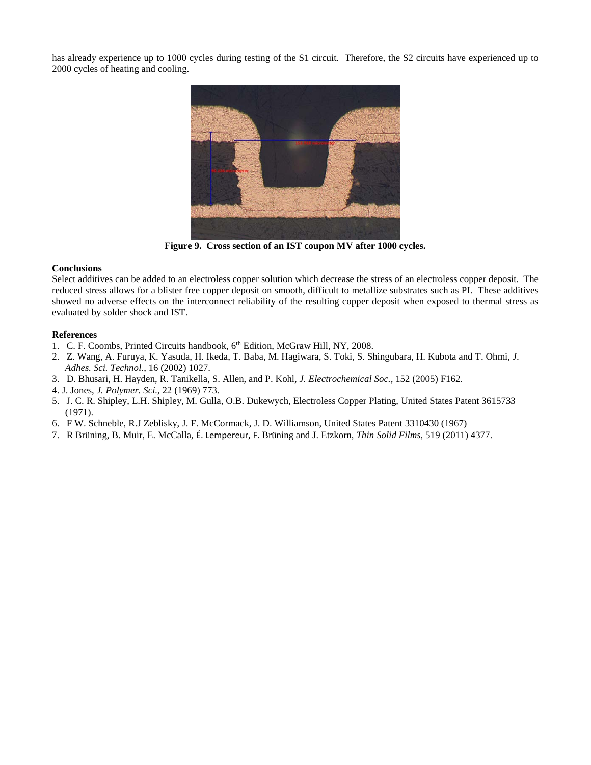has already experience up to 1000 cycles during testing of the S1 circuit. Therefore, the S2 circuits have experienced up to 2000 cycles of heating and cooling.

**Figure 9. Cross section of an IST coupon MV after 1000 cycles.**

## Conclusions

Select additives can be added to an electroless copper solution which decrease the stress of an electroless copper deposit. The reduced stress allows for a blister free copper deposit on smooth, difficult to metallize substrates such as PI. These additives showed no adverse effects on the interconnect reliability of the resulting copper deposit when exposed to thermal stress as evaluated by solder shock and IST.

## References

1. C. F. Coombs, Printed Circuits handbook, 6th Edition, McGraw Hill, NY, 2008.
2. Z. Wang, A. Furuya, K. Yasuda, H. Ikeda, T. Baba, M. Hagiwara, S. Toki, S. Shingubara, H. Kubota and T. Ohmi, *J. Adhes. Sci. Technol.*, 16 (2002) 1027.
3. D. Bhusari, H. Hayden, R. Tanikella, S. Allen, and P. Kohl, *J. Electrochemical Soc.*, 152 (2005) F162.
4. J. Jones, *J. Polymer. Sci.*, 22 (1969) 773.
5. J. C. R. Shipley, L.H. Shipley, M. Gulla, O.B. Dukewych, Electroless Copper Plating, United States Patent 3615733 (1971).
6. F W. Schneble, R.J Zeblisky, J. F. McCormack, J. D. Williamson, United States Patent 3310430 (1967)
7. R Brüning, B. Muir, E. McCalla, É. Lempereur, F. Brüning and J. Etzkorn, *Thin Solid Films*, 519 (2011) 4377.